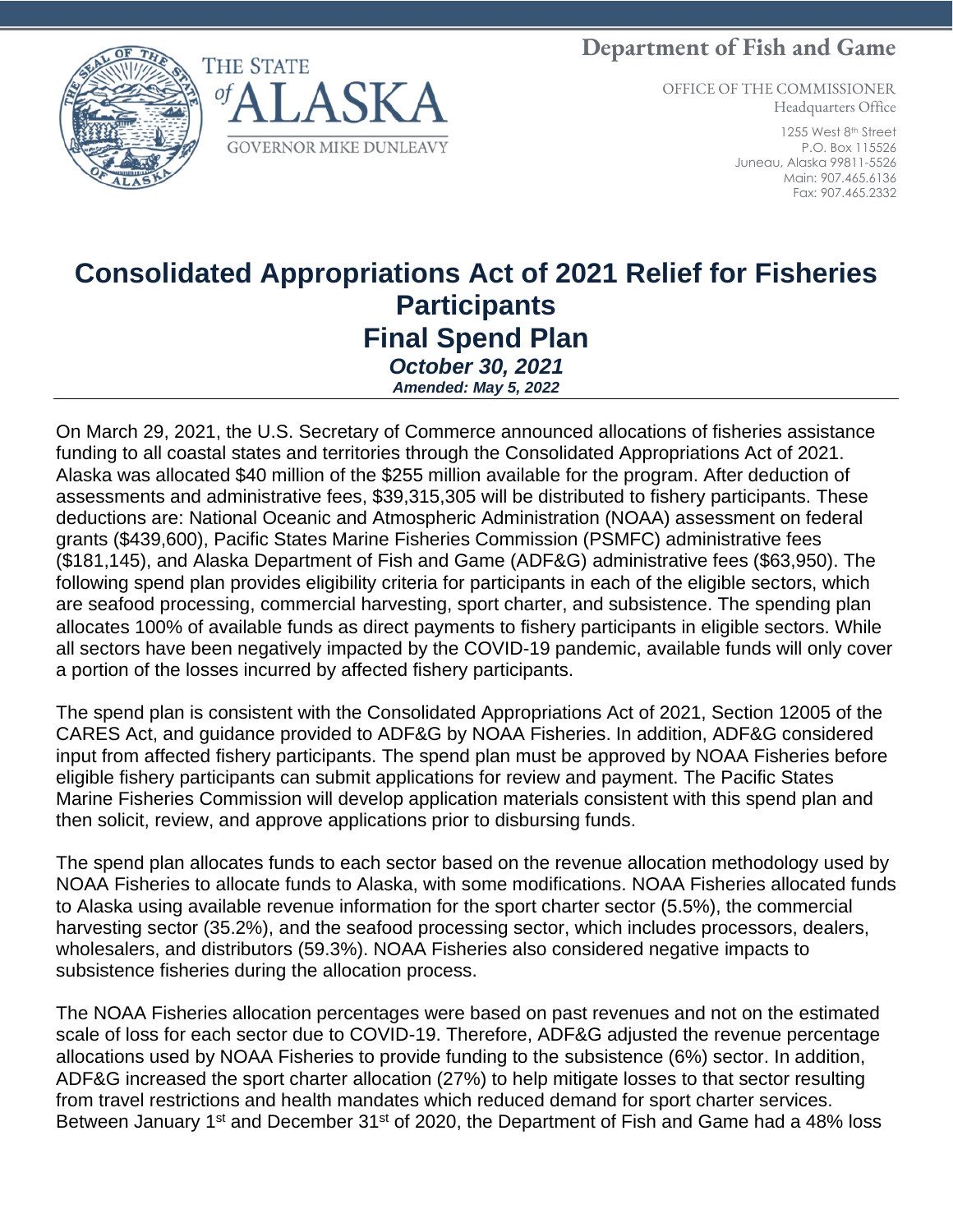Department of Fish and Game

THE STATE of ALASKA

GOVERNOR MIKE DUNLEAVY

OFFICE OF THE COMMISSIONER
Headquarters Office

1255 West 8th Street
P.O. Box 115526
Juneau, Alaska 99811-5526
Main: 907.465.6136
Fax: 907.465.2332

# Consolidated Appropriations Act of 2021 Relief for Fisheries Participants
# Final Spend Plan

***October 30, 2021***

***Amended: May 5, 2022***

---

On March 29, 2021, the U.S. Secretary of Commerce announced allocations of fisheries assistance funding to all coastal states and territories through the Consolidated Appropriations Act of 2021. Alaska was allocated $40 million of the $255 million available for the program. After deduction of assessments and administrative fees, $39,315,305 will be distributed to fishery participants. These deductions are: National Oceanic and Atmospheric Administration (NOAA) assessment on federal grants ($439,600), Pacific States Marine Fisheries Commission (PSMFC) administrative fees ($181,145), and Alaska Department of Fish and Game (ADF&G) administrative fees ($63,950). The following spend plan provides eligibility criteria for participants in each of the eligible sectors, which are seafood processing, commercial harvesting, sport charter, and subsistence. The spending plan allocates 100% of available funds as direct payments to fishery participants in eligible sectors. While all sectors have been negatively impacted by the COVID-19 pandemic, available funds will only cover a portion of the losses incurred by affected fishery participants.

The spend plan is consistent with the Consolidated Appropriations Act of 2021, Section 12005 of the CARES Act, and guidance provided to ADF&G by NOAA Fisheries. In addition, ADF&G considered input from affected fishery participants. The spend plan must be approved by NOAA Fisheries before eligible fishery participants can submit applications for review and payment. The Pacific States Marine Fisheries Commission will develop application materials consistent with this spend plan and then solicit, review, and approve applications prior to disbursing funds.

The spend plan allocates funds to each sector based on the revenue allocation methodology used by NOAA Fisheries to allocate funds to Alaska, with some modifications. NOAA Fisheries allocated funds to Alaska using available revenue information for the sport charter sector (5.5%), the commercial harvesting sector (35.2%), and the seafood processing sector, which includes processors, dealers, wholesalers, and distributors (59.3%). NOAA Fisheries also considered negative impacts to subsistence fisheries during the allocation process.

The NOAA Fisheries allocation percentages were based on past revenues and not on the estimated scale of loss for each sector due to COVID-19. Therefore, ADF&G adjusted the revenue percentage allocations used by NOAA Fisheries to provide funding to the subsistence (6%) sector. In addition, ADF&G increased the sport charter allocation (27%) to help mitigate losses to that sector resulting from travel restrictions and health mandates which reduced demand for sport charter services. Between January 1st and December 31st of 2020, the Department of Fish and Game had a 48% loss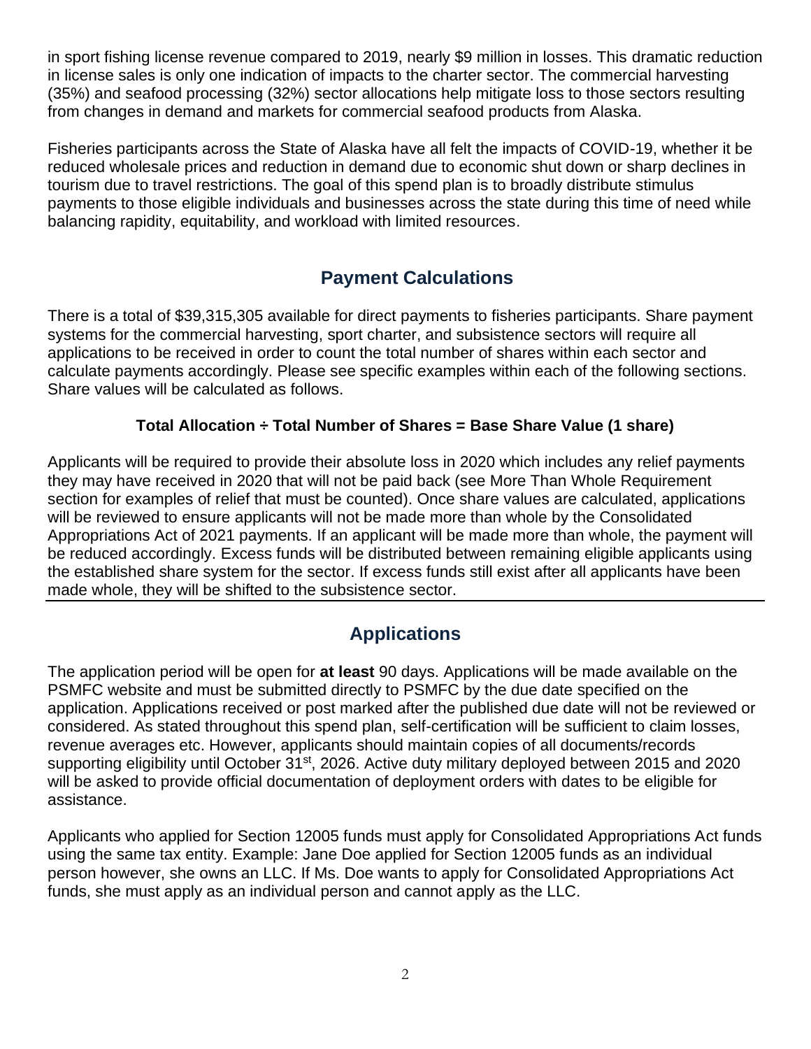in sport fishing license revenue compared to 2019, nearly $9 million in losses. This dramatic reduction in license sales is only one indication of impacts to the charter sector. The commercial harvesting (35%) and seafood processing (32%) sector allocations help mitigate loss to those sectors resulting from changes in demand and markets for commercial seafood products from Alaska.

Fisheries participants across the State of Alaska have all felt the impacts of COVID-19, whether it be reduced wholesale prices and reduction in demand due to economic shut down or sharp declines in tourism due to travel restrictions. The goal of this spend plan is to broadly distribute stimulus payments to those eligible individuals and businesses across the state during this time of need while balancing rapidity, equitability, and workload with limited resources.

## Payment Calculations

There is a total of $39,315,305 available for direct payments to fisheries participants. Share payment systems for the commercial harvesting, sport charter, and subsistence sectors will require all applications to be received in order to count the total number of shares within each sector and calculate payments accordingly. Please see specific examples within each of the following sections. Share values will be calculated as follows.

**Total Allocation ÷ Total Number of Shares = Base Share Value (1 share)**

Applicants will be required to provide their absolute loss in 2020 which includes any relief payments they may have received in 2020 that will not be paid back (see More Than Whole Requirement section for examples of relief that must be counted). Once share values are calculated, applications will be reviewed to ensure applicants will not be made more than whole by the Consolidated Appropriations Act of 2021 payments. If an applicant will be made more than whole, the payment will be reduced accordingly. Excess funds will be distributed between remaining eligible applicants using the established share system for the sector. If excess funds still exist after all applicants have been made whole, they will be shifted to the subsistence sector.

## Applications

The application period will be open for **at least** 90 days. Applications will be made available on the PSMFC website and must be submitted directly to PSMFC by the due date specified on the application. Applications received or post marked after the published due date will not be reviewed or considered. As stated throughout this spend plan, self-certification will be sufficient to claim losses, revenue averages etc. However, applicants should maintain copies of all documents/records supporting eligibility until October 31st, 2026. Active duty military deployed between 2015 and 2020 will be asked to provide official documentation of deployment orders with dates to be eligible for assistance.

Applicants who applied for Section 12005 funds must apply for Consolidated Appropriations Act funds using the same tax entity. Example: Jane Doe applied for Section 12005 funds as an individual person however, she owns an LLC. If Ms. Doe wants to apply for Consolidated Appropriations Act funds, she must apply as an individual person and cannot apply as the LLC.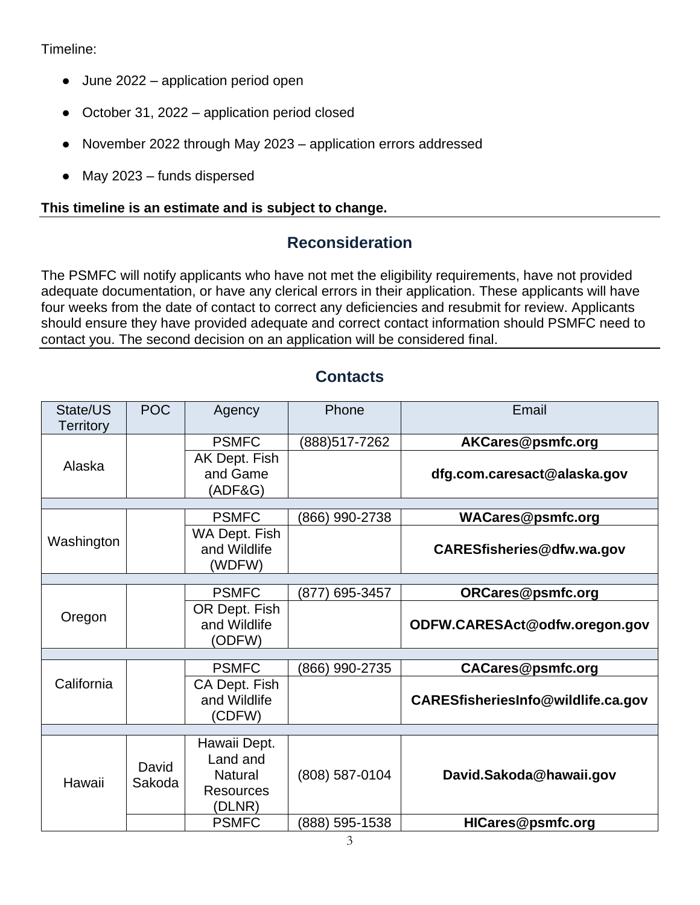Timeline:

- June 2022 – application period open
- October 31, 2022 – application period closed
- November 2022 through May 2023 – application errors addressed
- May 2023 – funds dispersed

**This timeline is an estimate and is subject to change.**

## Reconsideration

The PSMFC will notify applicants who have not met the eligibility requirements, have not provided adequate documentation, or have any clerical errors in their application. These applicants will have four weeks from the date of contact to correct any deficiencies and resubmit for review. Applicants should ensure they have provided adequate and correct contact information should PSMFC need to contact you. The second decision on an application will be considered final.

## Contacts

| State/US Territory | POC | Agency | Phone | Email |
|---|---|---|---|---|
| Alaska | | PSMFC | (888)517-7262 | **AKCares@psmfc.org** |
| | | AK Dept. Fish and Game (ADF&G) | | **dfg.com.caresact@alaska.gov** |
| Washington | | PSMFC | (866) 990-2738 | **WACares@psmfc.org** |
| | | WA Dept. Fish and Wildlife (WDFW) | | **CARESfisheries@dfw.wa.gov** |
| Oregon | | PSMFC | (877) 695-3457 | **ORCares@psmfc.org** |
| | | OR Dept. Fish and Wildlife (ODFW) | | **ODFW.CARESAct@odfw.oregon.gov** |
| California | | PSMFC | (866) 990-2735 | **CACares@psmfc.org** |
| | | CA Dept. Fish and Wildlife (CDFW) | | **CARESfisheriesInfo@wildlife.ca.gov** |
| Hawaii | David Sakoda | Hawaii Dept. Land and Natural Resources (DLNR) | (808) 587-0104 | **David.Sakoda@hawaii.gov** |
| | | PSMFC | (888) 595-1538 | **HICares@psmfc.org** |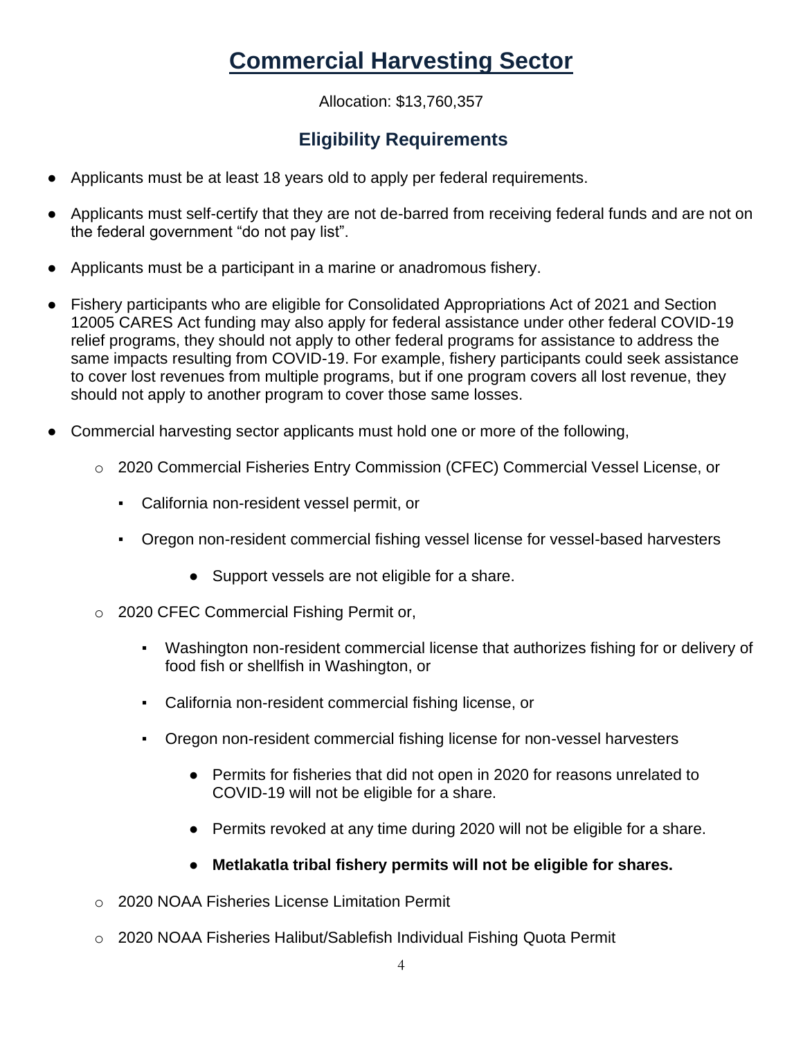# Commercial Harvesting Sector

Allocation: $13,760,357

## Eligibility Requirements

- Applicants must be at least 18 years old to apply per federal requirements.
- Applicants must self-certify that they are not de-barred from receiving federal funds and are not on the federal government "do not pay list".
- Applicants must be a participant in a marine or anadromous fishery.
- Fishery participants who are eligible for Consolidated Appropriations Act of 2021 and Section 12005 CARES Act funding may also apply for federal assistance under other federal COVID-19 relief programs, they should not apply to other federal programs for assistance to address the same impacts resulting from COVID-19. For example, fishery participants could seek assistance to cover lost revenues from multiple programs, but if one program covers all lost revenue, they should not apply to another program to cover those same losses.
- Commercial harvesting sector applicants must hold one or more of the following,
  - 2020 Commercial Fisheries Entry Commission (CFEC) Commercial Vessel License, or
    - California non-resident vessel permit, or
    - Oregon non-resident commercial fishing vessel license for vessel-based harvesters
      - Support vessels are not eligible for a share.
  - 2020 CFEC Commercial Fishing Permit or,
    - Washington non-resident commercial license that authorizes fishing for or delivery of food fish or shellfish in Washington, or
    - California non-resident commercial fishing license, or
    - Oregon non-resident commercial fishing license for non-vessel harvesters
      - Permits for fisheries that did not open in 2020 for reasons unrelated to COVID-19 will not be eligible for a share.
      - Permits revoked at any time during 2020 will not be eligible for a share.
      - **Metlakatla tribal fishery permits will not be eligible for shares.**
  - 2020 NOAA Fisheries License Limitation Permit
  - 2020 NOAA Fisheries Halibut/Sablefish Individual Fishing Quota Permit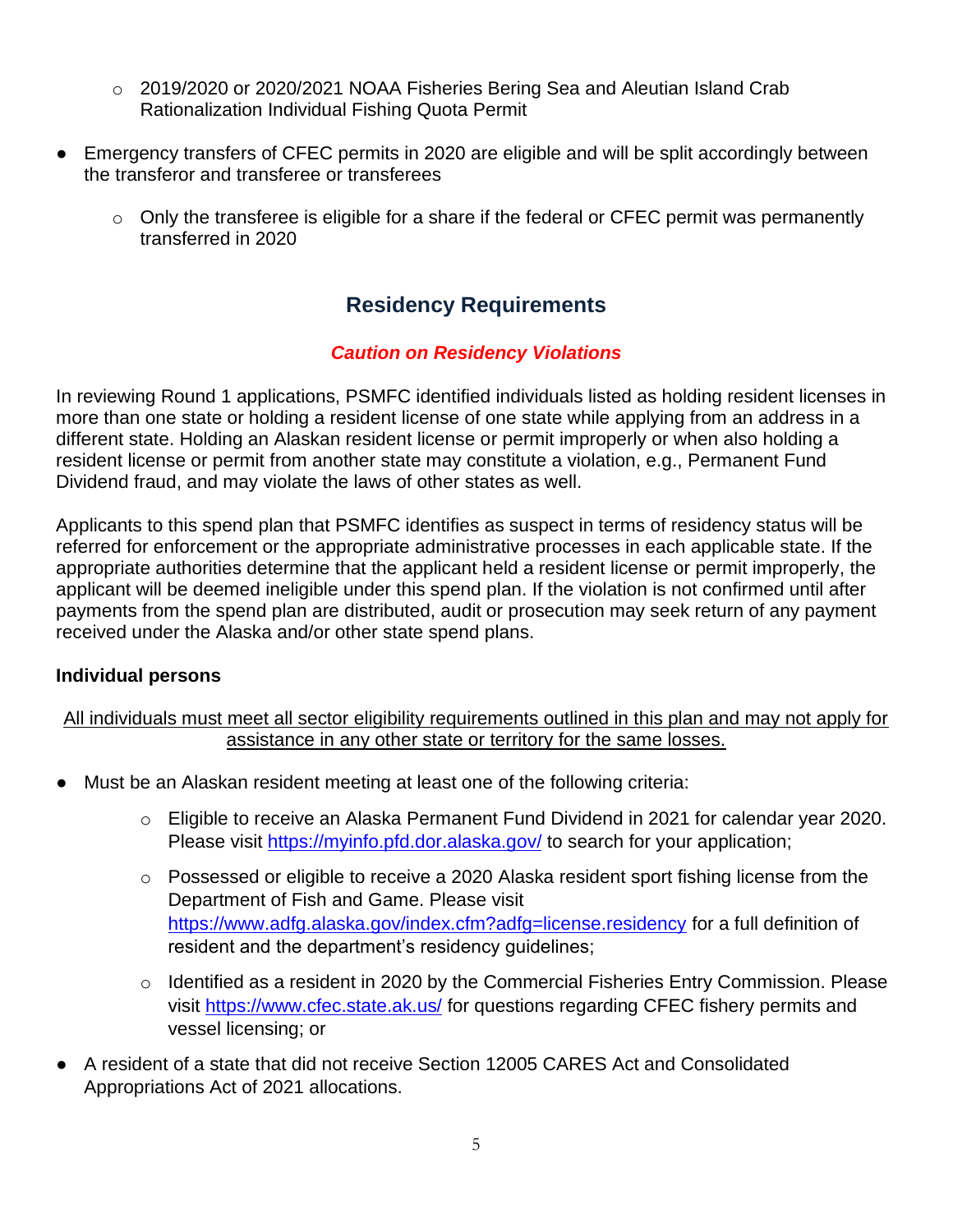- 2019/2020 or 2020/2021 NOAA Fisheries Bering Sea and Aleutian Island Crab Rationalization Individual Fishing Quota Permit

- Emergency transfers of CFEC permits in 2020 are eligible and will be split accordingly between the transferor and transferee or transferees
  - Only the transferee is eligible for a share if the federal or CFEC permit was permanently transferred in 2020

## Residency Requirements

### *Caution on Residency Violations*

In reviewing Round 1 applications, PSMFC identified individuals listed as holding resident licenses in more than one state or holding a resident license of one state while applying from an address in a different state. Holding an Alaskan resident license or permit improperly or when also holding a resident license or permit from another state may constitute a violation, e.g., Permanent Fund Dividend fraud, and may violate the laws of other states as well.

Applicants to this spend plan that PSMFC identifies as suspect in terms of residency status will be referred for enforcement or the appropriate administrative processes in each applicable state. If the appropriate authorities determine that the applicant held a resident license or permit improperly, the applicant will be deemed ineligible under this spend plan. If the violation is not confirmed until after payments from the spend plan are distributed, audit or prosecution may seek return of any payment received under the Alaska and/or other state spend plans.

**Individual persons**

<u>All individuals must meet all sector eligibility requirements outlined in this plan and may not apply for assistance in any other state or territory for the same losses.</u>

- Must be an Alaskan resident meeting at least one of the following criteria:
  - Eligible to receive an Alaska Permanent Fund Dividend in 2021 for calendar year 2020. Please visit https://myinfo.pfd.dor.alaska.gov/ to search for your application;
  - Possessed or eligible to receive a 2020 Alaska resident sport fishing license from the Department of Fish and Game. Please visit https://www.adfg.alaska.gov/index.cfm?adfg=license.residency for a full definition of resident and the department's residency guidelines;
  - Identified as a resident in 2020 by the Commercial Fisheries Entry Commission. Please visit https://www.cfec.state.ak.us/ for questions regarding CFEC fishery permits and vessel licensing; or
- A resident of a state that did not receive Section 12005 CARES Act and Consolidated Appropriations Act of 2021 allocations.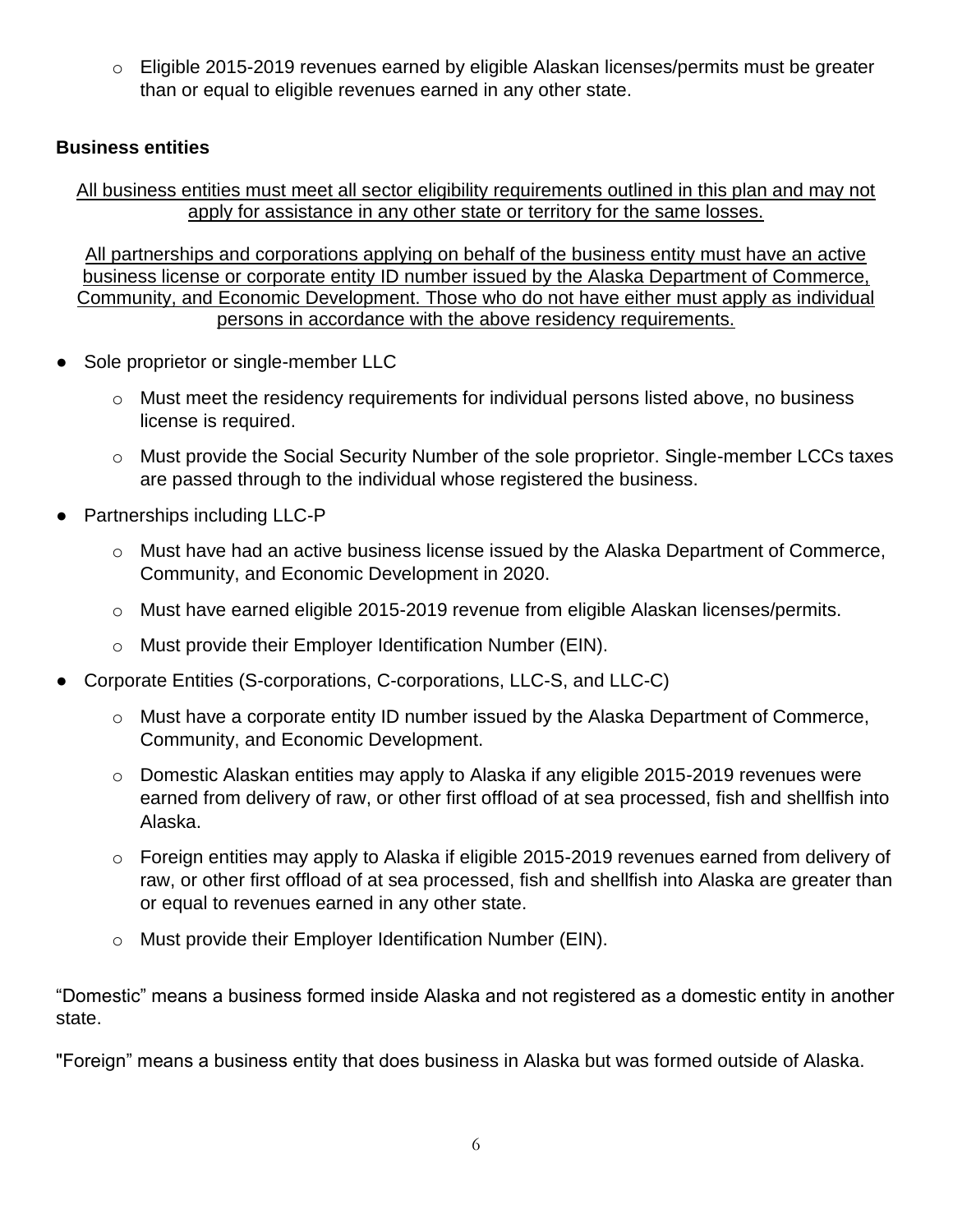- Eligible 2015-2019 revenues earned by eligible Alaskan licenses/permits must be greater than or equal to eligible revenues earned in any other state.

**Business entities**

<u>All business entities must meet all sector eligibility requirements outlined in this plan and may not apply for assistance in any other state or territory for the same losses.</u>

<u>All partnerships and corporations applying on behalf of the business entity must have an active business license or corporate entity ID number issued by the Alaska Department of Commerce, Community, and Economic Development. Those who do not have either must apply as individual persons in accordance with the above residency requirements.</u>

- Sole proprietor or single-member LLC
  - Must meet the residency requirements for individual persons listed above, no business license is required.
  - Must provide the Social Security Number of the sole proprietor. Single-member LCCs taxes are passed through to the individual whose registered the business.
- Partnerships including LLC-P
  - Must have had an active business license issued by the Alaska Department of Commerce, Community, and Economic Development in 2020.
  - Must have earned eligible 2015-2019 revenue from eligible Alaskan licenses/permits.
  - Must provide their Employer Identification Number (EIN).
- Corporate Entities (S-corporations, C-corporations, LLC-S, and LLC-C)
  - Must have a corporate entity ID number issued by the Alaska Department of Commerce, Community, and Economic Development.
  - Domestic Alaskan entities may apply to Alaska if any eligible 2015-2019 revenues were earned from delivery of raw, or other first offload of at sea processed, fish and shellfish into Alaska.
  - Foreign entities may apply to Alaska if eligible 2015-2019 revenues earned from delivery of raw, or other first offload of at sea processed, fish and shellfish into Alaska are greater than or equal to revenues earned in any other state.
  - Must provide their Employer Identification Number (EIN).

"Domestic" means a business formed inside Alaska and not registered as a domestic entity in another state.

"Foreign" means a business entity that does business in Alaska but was formed outside of Alaska.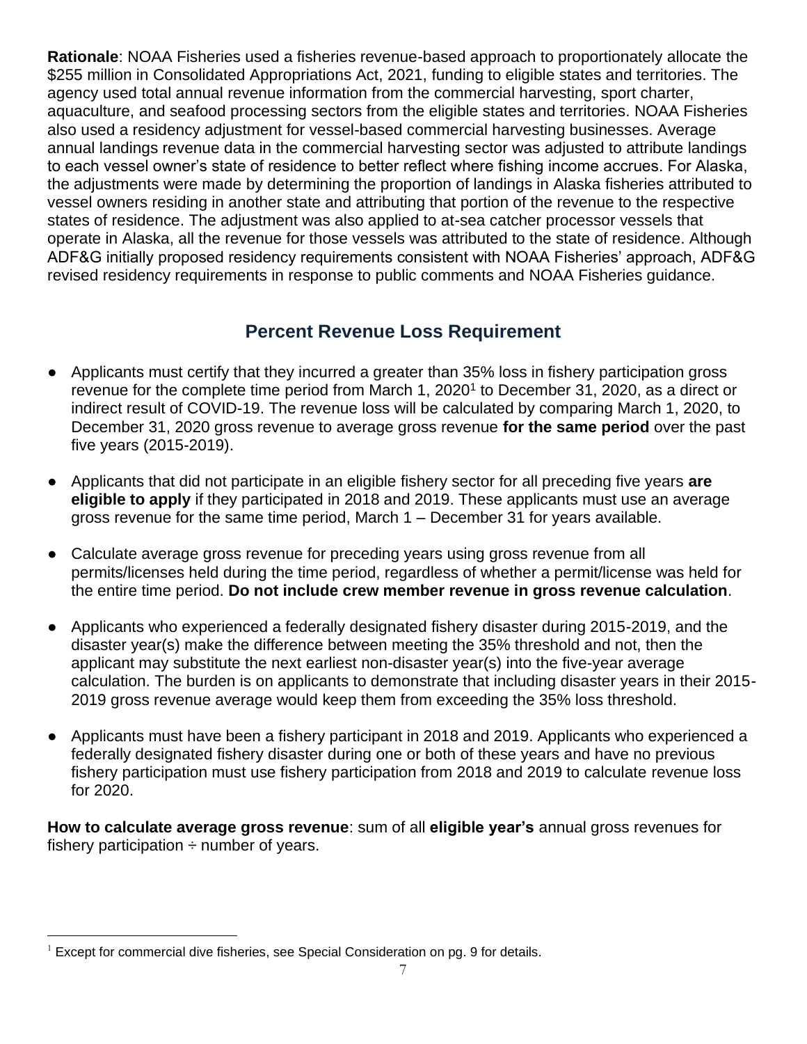**Rationale**: NOAA Fisheries used a fisheries revenue-based approach to proportionately allocate the $255 million in Consolidated Appropriations Act, 2021, funding to eligible states and territories. The agency used total annual revenue information from the commercial harvesting, sport charter, aquaculture, and seafood processing sectors from the eligible states and territories. NOAA Fisheries also used a residency adjustment for vessel-based commercial harvesting businesses. Average annual landings revenue data in the commercial harvesting sector was adjusted to attribute landings to each vessel owner's state of residence to better reflect where fishing income accrues. For Alaska, the adjustments were made by determining the proportion of landings in Alaska fisheries attributed to vessel owners residing in another state and attributing that portion of the revenue to the respective states of residence. The adjustment was also applied to at-sea catcher processor vessels that operate in Alaska, all the revenue for those vessels was attributed to the state of residence. Although ADF&G initially proposed residency requirements consistent with NOAA Fisheries' approach, ADF&G revised residency requirements in response to public comments and NOAA Fisheries guidance.

## Percent Revenue Loss Requirement

- Applicants must certify that they incurred a greater than 35% loss in fishery participation gross revenue for the complete time period from March 1, 2020[1] to December 31, 2020, as a direct or indirect result of COVID-19. The revenue loss will be calculated by comparing March 1, 2020, to December 31, 2020 gross revenue to average gross revenue **for the same period** over the past five years (2015-2019).
- Applicants that did not participate in an eligible fishery sector for all preceding five years **are eligible to apply** if they participated in 2018 and 2019. These applicants must use an average gross revenue for the same time period, March 1 – December 31 for years available.
- Calculate average gross revenue for preceding years using gross revenue from all permits/licenses held during the time period, regardless of whether a permit/license was held for the entire time period. **Do not include crew member revenue in gross revenue calculation**.
- Applicants who experienced a federally designated fishery disaster during 2015-2019, and the disaster year(s) make the difference between meeting the 35% threshold and not, then the applicant may substitute the next earliest non-disaster year(s) into the five-year average calculation. The burden is on applicants to demonstrate that including disaster years in their 2015-2019 gross revenue average would keep them from exceeding the 35% loss threshold.
- Applicants must have been a fishery participant in 2018 and 2019. Applicants who experienced a federally designated fishery disaster during one or both of these years and have no previous fishery participation must use fishery participation from 2018 and 2019 to calculate revenue loss for 2020.

**How to calculate average gross revenue**: sum of all **eligible year's** annual gross revenues for fishery participation ÷ number of years.

[1] Except for commercial dive fisheries, see Special Consideration on pg. 9 for details.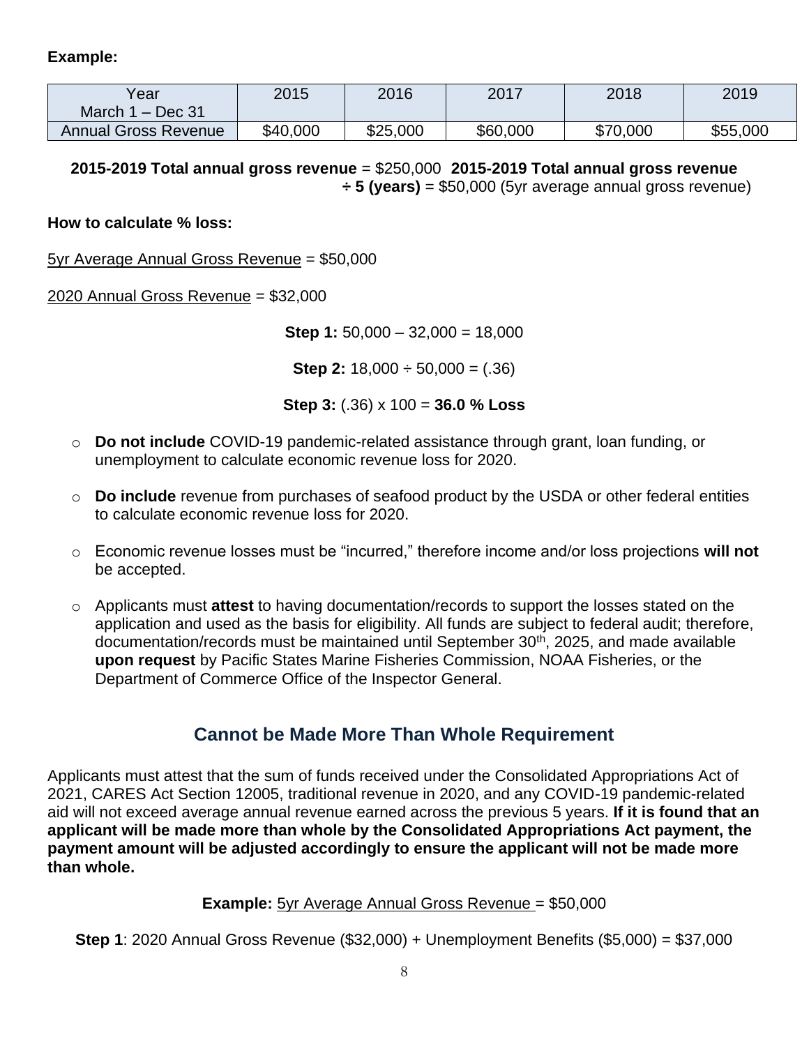**Example:**

| Year March 1 – Dec 31 | 2015 | 2016 | 2017 | 2018 | 2019 |
|---|---|---|---|---|---|
| Annual Gross Revenue | $40,000 | $25,000 | $60,000 | $70,000 | $55,000 |

**2015-2019 Total annual gross revenue** = $250,000 **2015-2019 Total annual gross revenue ÷ 5 (years)** = $50,000 (5yr average annual gross revenue)

**How to calculate % loss:**

5yr Average Annual Gross Revenue = $50,000

2020 Annual Gross Revenue = $32,000

**Step 1:** 50,000 – 32,000 = 18,000

**Step 2:** 18,000 ÷ 50,000 = (.36)

**Step 3:** (.36) x 100 = **36.0 % Loss**

- **Do not include** COVID-19 pandemic-related assistance through grant, loan funding, or unemployment to calculate economic revenue loss for 2020.
- **Do include** revenue from purchases of seafood product by the USDA or other federal entities to calculate economic revenue loss for 2020.
- Economic revenue losses must be "incurred," therefore income and/or loss projections **will not** be accepted.
- Applicants must **attest** to having documentation/records to support the losses stated on the application and used as the basis for eligibility. All funds are subject to federal audit; therefore, documentation/records must be maintained until September 30th, 2025, and made available **upon request** by Pacific States Marine Fisheries Commission, NOAA Fisheries, or the Department of Commerce Office of the Inspector General.

## Cannot be Made More Than Whole Requirement

Applicants must attest that the sum of funds received under the Consolidated Appropriations Act of 2021, CARES Act Section 12005, traditional revenue in 2020, and any COVID-19 pandemic-related aid will not exceed average annual revenue earned across the previous 5 years. **If it is found that an applicant will be made more than whole by the Consolidated Appropriations Act payment, the payment amount will be adjusted accordingly to ensure the applicant will not be made more than whole.**

**Example:** 5yr Average Annual Gross Revenue = $50,000

**Step 1**: 2020 Annual Gross Revenue ($32,000) + Unemployment Benefits ($5,000) = $37,000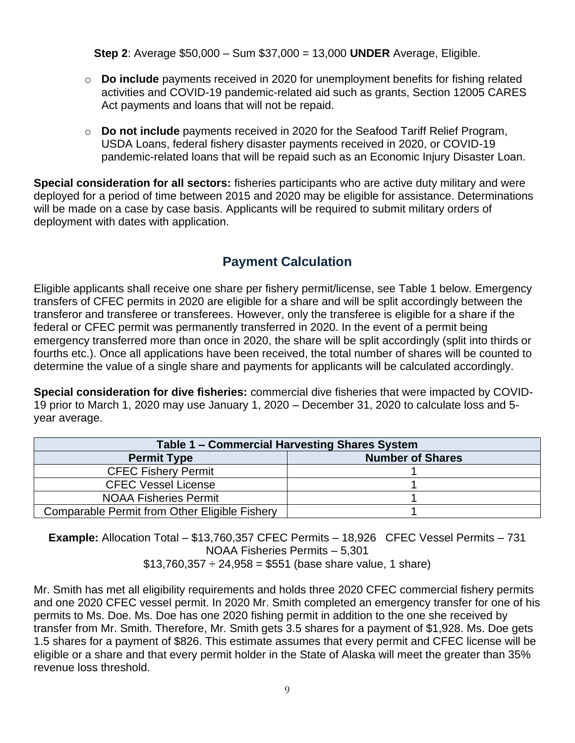**Step 2**: Average $50,000 – Sum $37,000 = 13,000 **UNDER** Average, Eligible.

- **Do include** payments received in 2020 for unemployment benefits for fishing related activities and COVID-19 pandemic-related aid such as grants, Section 12005 CARES Act payments and loans that will not be repaid.
- **Do not include** payments received in 2020 for the Seafood Tariff Relief Program, USDA Loans, federal fishery disaster payments received in 2020, or COVID-19 pandemic-related loans that will be repaid such as an Economic Injury Disaster Loan.

**Special consideration for all sectors:** fisheries participants who are active duty military and were deployed for a period of time between 2015 and 2020 may be eligible for assistance. Determinations will be made on a case by case basis. Applicants will be required to submit military orders of deployment with dates with application.

## Payment Calculation

Eligible applicants shall receive one share per fishery permit/license, see Table 1 below. Emergency transfers of CFEC permits in 2020 are eligible for a share and will be split accordingly between the transferor and transferee or transferees. However, only the transferee is eligible for a share if the federal or CFEC permit was permanently transferred in 2020. In the event of a permit being emergency transferred more than once in 2020, the share will be split accordingly (split into thirds or fourths etc.). Once all applications have been received, the total number of shares will be counted to determine the value of a single share and payments for applicants will be calculated accordingly.

**Special consideration for dive fisheries:** commercial dive fisheries that were impacted by COVID-19 prior to March 1, 2020 may use January 1, 2020 – December 31, 2020 to calculate loss and 5-year average.

| Table 1 – Commercial Harvesting Shares System | |
|---|---|
| **Permit Type** | **Number of Shares** |
| CFEC Fishery Permit | 1 |
| CFEC Vessel License | 1 |
| NOAA Fisheries Permit | 1 |
| Comparable Permit from Other Eligible Fishery | 1 |

**Example:** Allocation Total – $13,760,357 CFEC Permits – 18,926 CFEC Vessel Permits – 731 NOAA Fisheries Permits – 5,301
$13,760,357 ÷ 24,958 = $551 (base share value, 1 share)

Mr. Smith has met all eligibility requirements and holds three 2020 CFEC commercial fishery permits and one 2020 CFEC vessel permit. In 2020 Mr. Smith completed an emergency transfer for one of his permits to Ms. Doe. Ms. Doe has one 2020 fishing permit in addition to the one she received by transfer from Mr. Smith. Therefore, Mr. Smith gets 3.5 shares for a payment of $1,928. Ms. Doe gets 1.5 shares for a payment of $826. This estimate assumes that every permit and CFEC license will be eligible or a share and that every permit holder in the State of Alaska will meet the greater than 35% revenue loss threshold.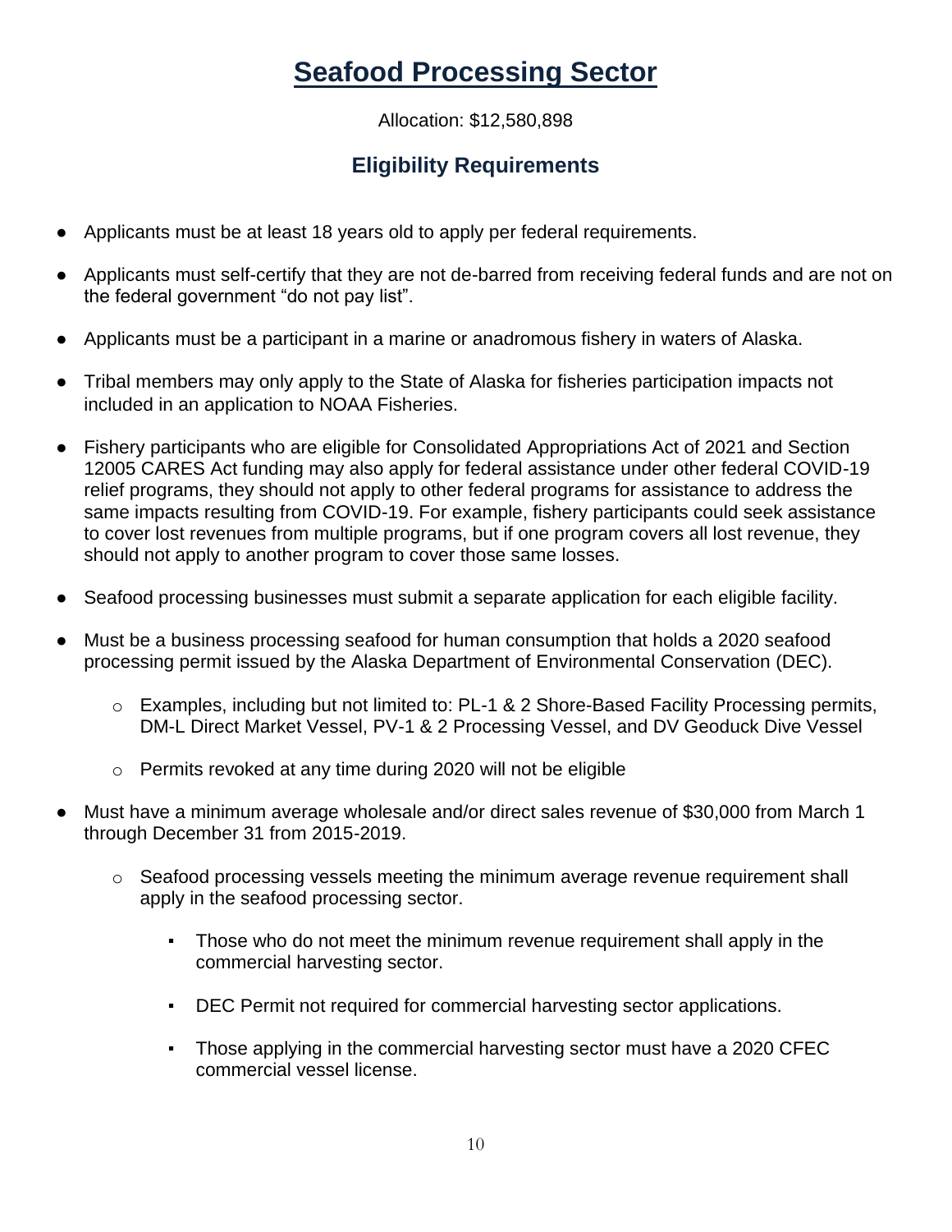# Seafood Processing Sector

Allocation: $12,580,898

## Eligibility Requirements

- Applicants must be at least 18 years old to apply per federal requirements.
- Applicants must self-certify that they are not de-barred from receiving federal funds and are not on the federal government "do not pay list".
- Applicants must be a participant in a marine or anadromous fishery in waters of Alaska.
- Tribal members may only apply to the State of Alaska for fisheries participation impacts not included in an application to NOAA Fisheries.
- Fishery participants who are eligible for Consolidated Appropriations Act of 2021 and Section 12005 CARES Act funding may also apply for federal assistance under other federal COVID-19 relief programs, they should not apply to other federal programs for assistance to address the same impacts resulting from COVID-19. For example, fishery participants could seek assistance to cover lost revenues from multiple programs, but if one program covers all lost revenue, they should not apply to another program to cover those same losses.
- Seafood processing businesses must submit a separate application for each eligible facility.
- Must be a business processing seafood for human consumption that holds a 2020 seafood processing permit issued by the Alaska Department of Environmental Conservation (DEC).
    - Examples, including but not limited to: PL-1 & 2 Shore-Based Facility Processing permits, DM-L Direct Market Vessel, PV-1 & 2 Processing Vessel, and DV Geoduck Dive Vessel
    - Permits revoked at any time during 2020 will not be eligible
- Must have a minimum average wholesale and/or direct sales revenue of $30,000 from March 1 through December 31 from 2015-2019.
    - Seafood processing vessels meeting the minimum average revenue requirement shall apply in the seafood processing sector.
        - Those who do not meet the minimum revenue requirement shall apply in the commercial harvesting sector.
        - DEC Permit not required for commercial harvesting sector applications.
        - Those applying in the commercial harvesting sector must have a 2020 CFEC commercial vessel license.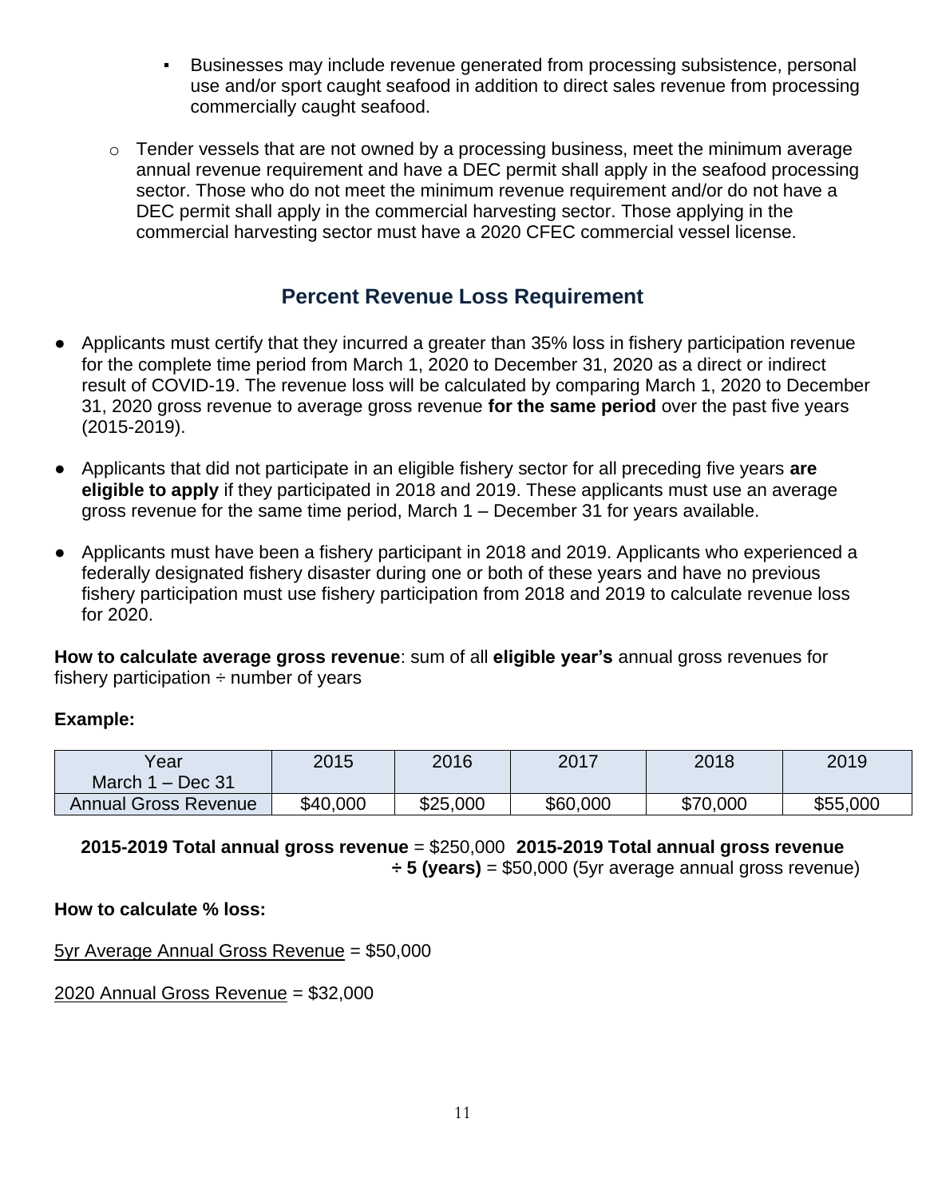- Businesses may include revenue generated from processing subsistence, personal use and/or sport caught seafood in addition to direct sales revenue from processing commercially caught seafood.

  - Tender vessels that are not owned by a processing business, meet the minimum average annual revenue requirement and have a DEC permit shall apply in the seafood processing sector. Those who do not meet the minimum revenue requirement and/or do not have a DEC permit shall apply in the commercial harvesting sector. Those applying in the commercial harvesting sector must have a 2020 CFEC commercial vessel license.

## Percent Revenue Loss Requirement

- Applicants must certify that they incurred a greater than 35% loss in fishery participation revenue for the complete time period from March 1, 2020 to December 31, 2020 as a direct or indirect result of COVID-19. The revenue loss will be calculated by comparing March 1, 2020 to December 31, 2020 gross revenue to average gross revenue **for the same period** over the past five years (2015-2019).

- Applicants that did not participate in an eligible fishery sector for all preceding five years **are eligible to apply** if they participated in 2018 and 2019. These applicants must use an average gross revenue for the same time period, March 1 – December 31 for years available.

- Applicants must have been a fishery participant in 2018 and 2019. Applicants who experienced a federally designated fishery disaster during one or both of these years and have no previous fishery participation must use fishery participation from 2018 and 2019 to calculate revenue loss for 2020.

**How to calculate average gross revenue**: sum of all **eligible year's** annual gross revenues for fishery participation ÷ number of years

**Example:**

| Year March 1 – Dec 31 | 2015 | 2016 | 2017 | 2018 | 2019 |
|---|---|---|---|---|---|
| Annual Gross Revenue | $40,000 | $25,000 | $60,000 | $70,000 | $55,000 |

**2015-2019 Total annual gross revenue** = $250,000 **2015-2019 Total annual gross revenue ÷ 5 (years)** = $50,000 (5yr average annual gross revenue)

**How to calculate % loss:**

5yr Average Annual Gross Revenue = $50,000

2020 Annual Gross Revenue = $32,000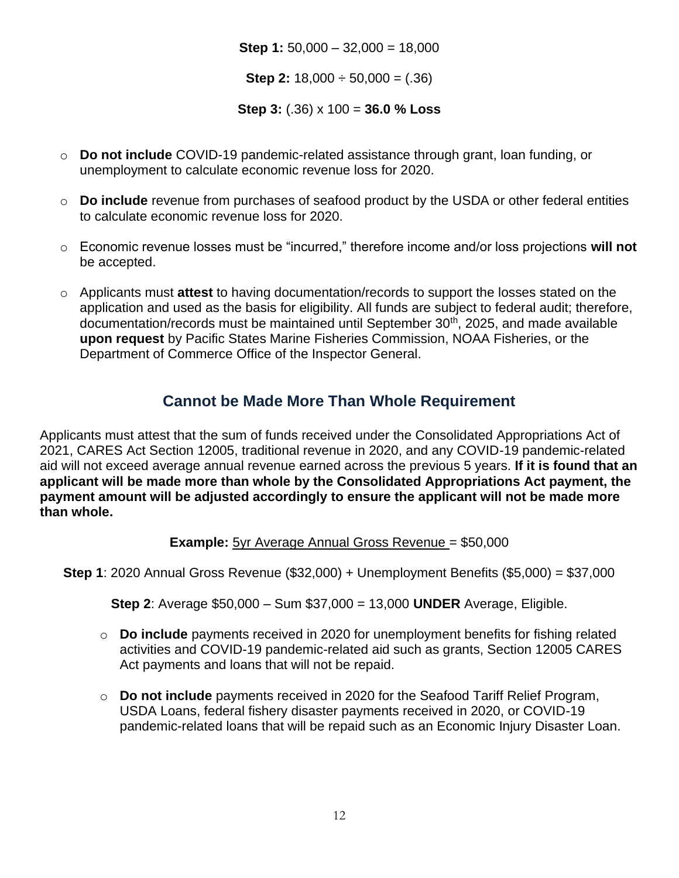**Step 1:** 50,000 – 32,000 = 18,000

**Step 2:** 18,000 ÷ 50,000 = (.36)

**Step 3:** (.36) x 100 = **36.0 % Loss**

- **Do not include** COVID-19 pandemic-related assistance through grant, loan funding, or unemployment to calculate economic revenue loss for 2020.
- **Do include** revenue from purchases of seafood product by the USDA or other federal entities to calculate economic revenue loss for 2020.
- Economic revenue losses must be "incurred," therefore income and/or loss projections **will not** be accepted.
- Applicants must **attest** to having documentation/records to support the losses stated on the application and used as the basis for eligibility. All funds are subject to federal audit; therefore, documentation/records must be maintained until September 30th, 2025, and made available **upon request** by Pacific States Marine Fisheries Commission, NOAA Fisheries, or the Department of Commerce Office of the Inspector General.

## Cannot be Made More Than Whole Requirement

Applicants must attest that the sum of funds received under the Consolidated Appropriations Act of 2021, CARES Act Section 12005, traditional revenue in 2020, and any COVID-19 pandemic-related aid will not exceed average annual revenue earned across the previous 5 years. **If it is found that an applicant will be made more than whole by the Consolidated Appropriations Act payment, the payment amount will be adjusted accordingly to ensure the applicant will not be made more than whole.**

**Example:** 5yr Average Annual Gross Revenue = $50,000

**Step 1**: 2020 Annual Gross Revenue ($32,000) + Unemployment Benefits ($5,000) = $37,000

**Step 2**: Average $50,000 – Sum $37,000 = 13,000 **UNDER** Average, Eligible.

- **Do include** payments received in 2020 for unemployment benefits for fishing related activities and COVID-19 pandemic-related aid such as grants, Section 12005 CARES Act payments and loans that will not be repaid.
- **Do not include** payments received in 2020 for the Seafood Tariff Relief Program, USDA Loans, federal fishery disaster payments received in 2020, or COVID-19 pandemic-related loans that will be repaid such as an Economic Injury Disaster Loan.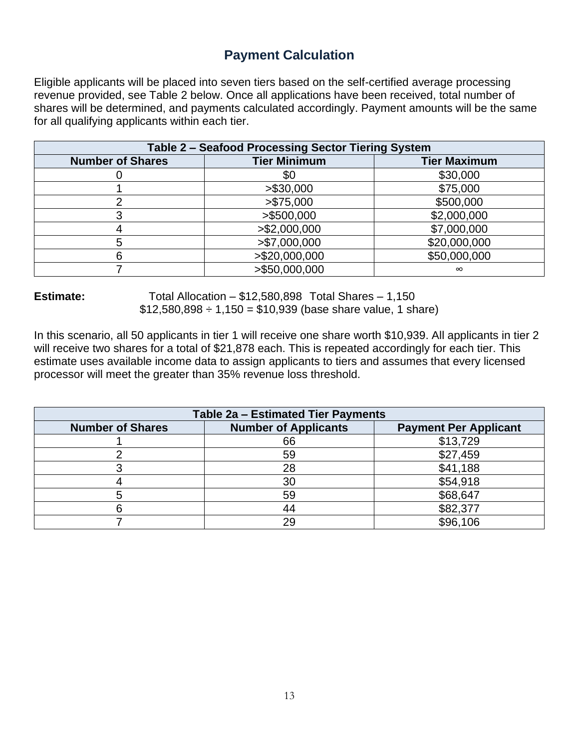## Payment Calculation

Eligible applicants will be placed into seven tiers based on the self-certified average processing revenue provided, see Table 2 below. Once all applications have been received, total number of shares will be determined, and payments calculated accordingly. Payment amounts will be the same for all qualifying applicants within each tier.

| Table 2 – Seafood Processing Sector Tiering System | | |
|---|---|---|
| **Number of Shares** | **Tier Minimum** | **Tier Maximum** |
| 0 | $0 | $30,000 |
| 1 | >$30,000 | $75,000 |
| 2 | >$75,000 | $500,000 |
| 3 | >$500,000 | $2,000,000 |
| 4 | >$2,000,000 | $7,000,000 |
| 5 | >$7,000,000 | $20,000,000 |
| 6 | >$20,000,000 | $50,000,000 |
| 7 | >$50,000,000 | ∞ |

**Estimate:** Total Allocation – $12,580,898 Total Shares – 1,150
$12,580,898 ÷ 1,150 = $10,939 (base share value, 1 share)

In this scenario, all 50 applicants in tier 1 will receive one share worth $10,939. All applicants in tier 2 will receive two shares for a total of $21,878 each. This is repeated accordingly for each tier. This estimate uses available income data to assign applicants to tiers and assumes that every licensed processor will meet the greater than 35% revenue loss threshold.

| Table 2a – Estimated Tier Payments | | |
|---|---|---|
| **Number of Shares** | **Number of Applicants** | **Payment Per Applicant** |
| 1 | 66 | $13,729 |
| 2 | 59 | $27,459 |
| 3 | 28 | $41,188 |
| 4 | 30 | $54,918 |
| 5 | 59 | $68,647 |
| 6 | 44 | $82,377 |
| 7 | 29 | $96,106 |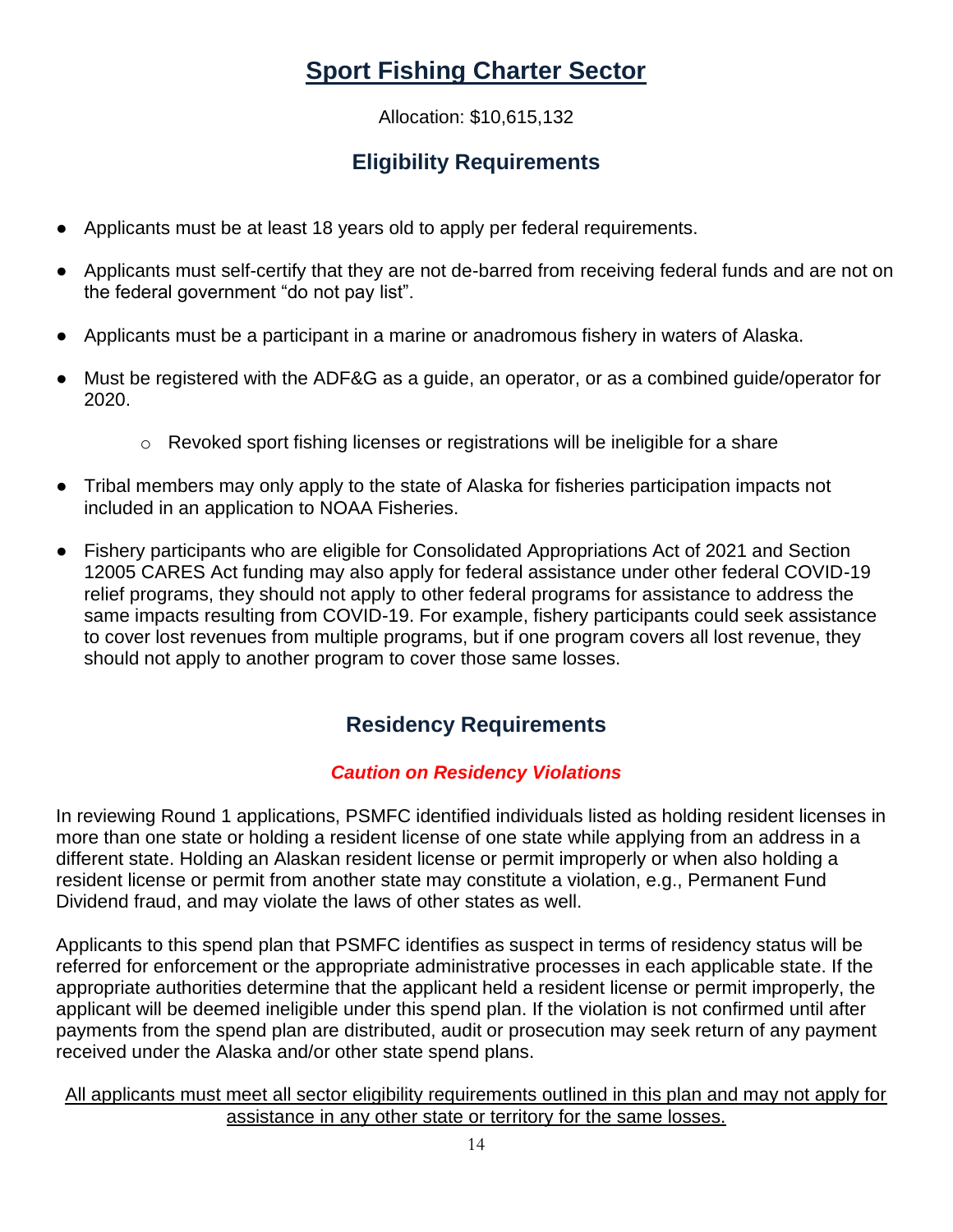# Sport Fishing Charter Sector

Allocation: $10,615,132

## Eligibility Requirements

- Applicants must be at least 18 years old to apply per federal requirements.
- Applicants must self-certify that they are not de-barred from receiving federal funds and are not on the federal government "do not pay list".
- Applicants must be a participant in a marine or anadromous fishery in waters of Alaska.
- Must be registered with the ADF&G as a guide, an operator, or as a combined guide/operator for 2020.
  - Revoked sport fishing licenses or registrations will be ineligible for a share
- Tribal members may only apply to the state of Alaska for fisheries participation impacts not included in an application to NOAA Fisheries.
- Fishery participants who are eligible for Consolidated Appropriations Act of 2021 and Section 12005 CARES Act funding may also apply for federal assistance under other federal COVID-19 relief programs, they should not apply to other federal programs for assistance to address the same impacts resulting from COVID-19. For example, fishery participants could seek assistance to cover lost revenues from multiple programs, but if one program covers all lost revenue, they should not apply to another program to cover those same losses.

## Residency Requirements

***Caution on Residency Violations***

In reviewing Round 1 applications, PSMFC identified individuals listed as holding resident licenses in more than one state or holding a resident license of one state while applying from an address in a different state. Holding an Alaskan resident license or permit improperly or when also holding a resident license or permit from another state may constitute a violation, e.g., Permanent Fund Dividend fraud, and may violate the laws of other states as well.

Applicants to this spend plan that PSMFC identifies as suspect in terms of residency status will be referred for enforcement or the appropriate administrative processes in each applicable state. If the appropriate authorities determine that the applicant held a resident license or permit improperly, the applicant will be deemed ineligible under this spend plan. If the violation is not confirmed until after payments from the spend plan are distributed, audit or prosecution may seek return of any payment received under the Alaska and/or other state spend plans.

<u>All applicants must meet all sector eligibility requirements outlined in this plan and may not apply for assistance in any other state or territory for the same losses.</u>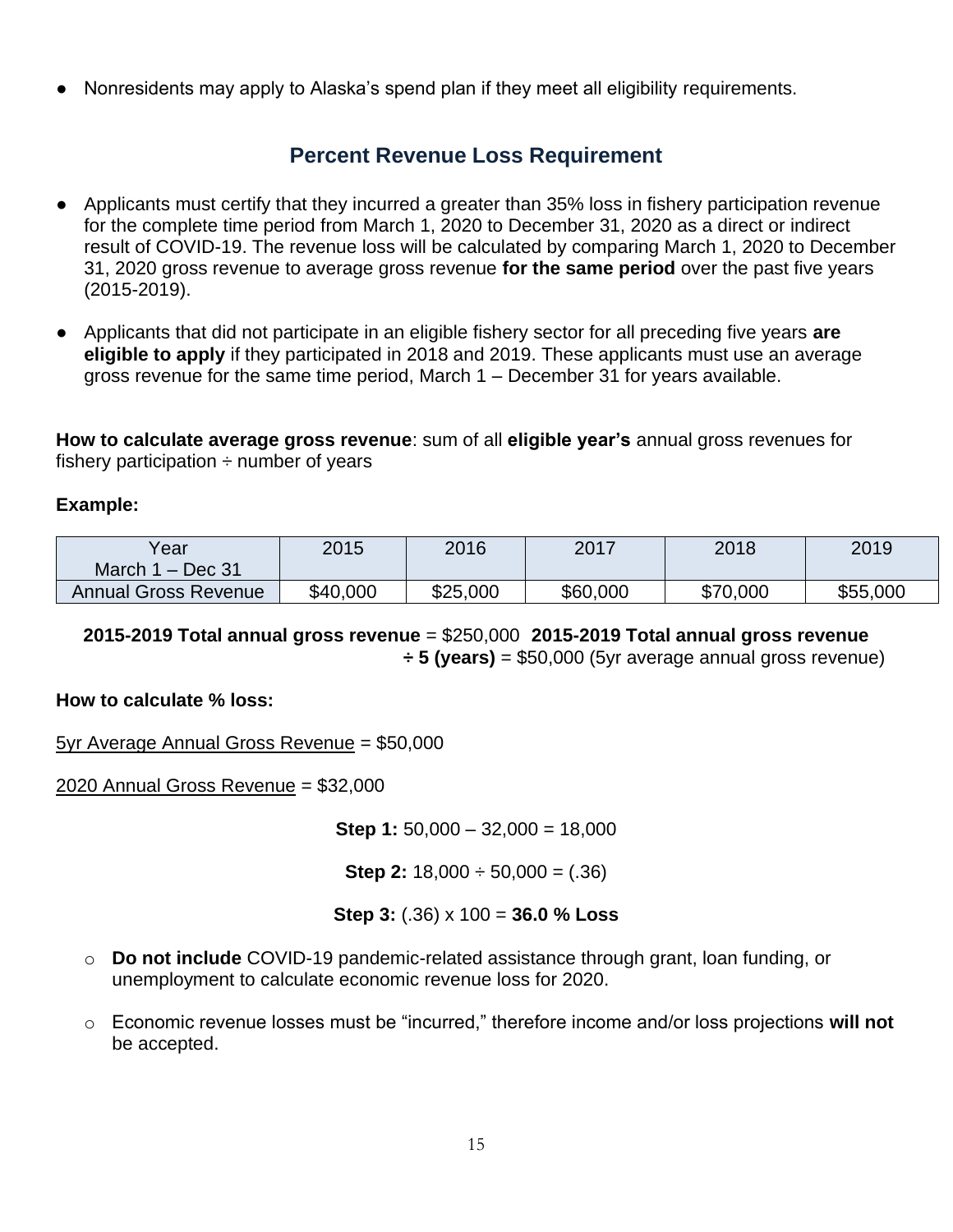- Nonresidents may apply to Alaska's spend plan if they meet all eligibility requirements.

## Percent Revenue Loss Requirement

- Applicants must certify that they incurred a greater than 35% loss in fishery participation revenue for the complete time period from March 1, 2020 to December 31, 2020 as a direct or indirect result of COVID-19. The revenue loss will be calculated by comparing March 1, 2020 to December 31, 2020 gross revenue to average gross revenue **for the same period** over the past five years (2015-2019).
- Applicants that did not participate in an eligible fishery sector for all preceding five years **are eligible to apply** if they participated in 2018 and 2019. These applicants must use an average gross revenue for the same time period, March 1 – December 31 for years available.

**How to calculate average gross revenue**: sum of all **eligible year's** annual gross revenues for fishery participation ÷ number of years

**Example:**

| Year March 1 – Dec 31 | 2015 | 2016 | 2017 | 2018 | 2019 |
|---|---|---|---|---|---|
| Annual Gross Revenue | $40,000 | $25,000 | $60,000 | $70,000 | $55,000 |

**2015-2019 Total annual gross revenue** = $250,000 **2015-2019 Total annual gross revenue ÷ 5 (years)** = $50,000 (5yr average annual gross revenue)

**How to calculate % loss:**

5yr Average Annual Gross Revenue = $50,000

2020 Annual Gross Revenue = $32,000

**Step 1:** 50,000 – 32,000 = 18,000

**Step 2:** 18,000 ÷ 50,000 = (.36)

**Step 3:** (.36) x 100 = **36.0 % Loss**

- **Do not include** COVID-19 pandemic-related assistance through grant, loan funding, or unemployment to calculate economic revenue loss for 2020.
- Economic revenue losses must be "incurred," therefore income and/or loss projections **will not** be accepted.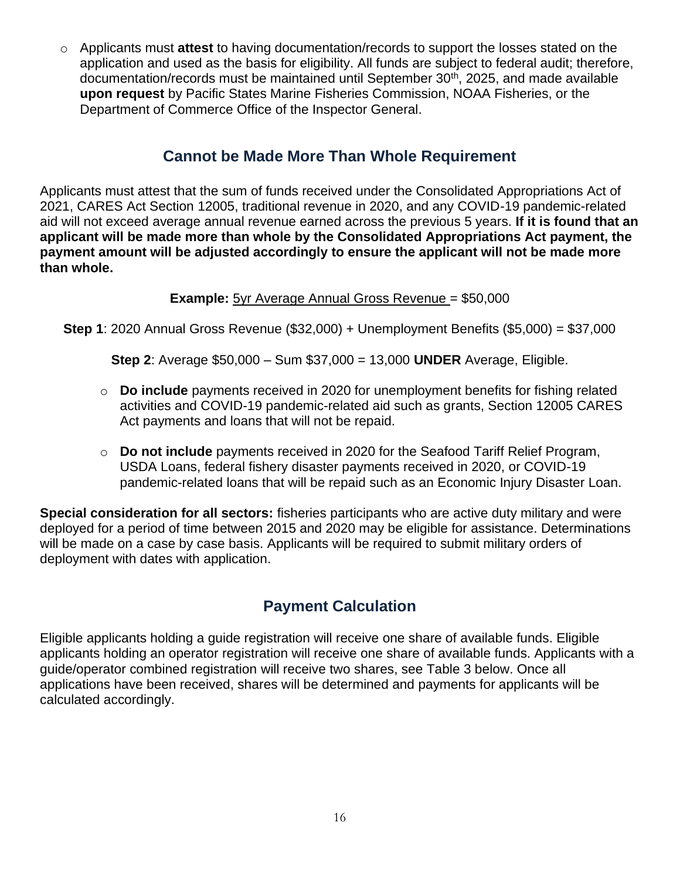- Applicants must **attest** to having documentation/records to support the losses stated on the application and used as the basis for eligibility. All funds are subject to federal audit; therefore, documentation/records must be maintained until September 30th, 2025, and made available **upon request** by Pacific States Marine Fisheries Commission, NOAA Fisheries, or the Department of Commerce Office of the Inspector General.

## Cannot be Made More Than Whole Requirement

Applicants must attest that the sum of funds received under the Consolidated Appropriations Act of 2021, CARES Act Section 12005, traditional revenue in 2020, and any COVID-19 pandemic-related aid will not exceed average annual revenue earned across the previous 5 years. **If it is found that an applicant will be made more than whole by the Consolidated Appropriations Act payment, the payment amount will be adjusted accordingly to ensure the applicant will not be made more than whole.**

**Example:** 5yr Average Annual Gross Revenue = $50,000

**Step 1**: 2020 Annual Gross Revenue ($32,000) + Unemployment Benefits ($5,000) = $37,000

**Step 2**: Average $50,000 – Sum $37,000 = 13,000 **UNDER** Average, Eligible.

- **Do include** payments received in 2020 for unemployment benefits for fishing related activities and COVID-19 pandemic-related aid such as grants, Section 12005 CARES Act payments and loans that will not be repaid.
- **Do not include** payments received in 2020 for the Seafood Tariff Relief Program, USDA Loans, federal fishery disaster payments received in 2020, or COVID-19 pandemic-related loans that will be repaid such as an Economic Injury Disaster Loan.

**Special consideration for all sectors:** fisheries participants who are active duty military and were deployed for a period of time between 2015 and 2020 may be eligible for assistance. Determinations will be made on a case by case basis. Applicants will be required to submit military orders of deployment with dates with application.

## Payment Calculation

Eligible applicants holding a guide registration will receive one share of available funds. Eligible applicants holding an operator registration will receive one share of available funds. Applicants with a guide/operator combined registration will receive two shares, see Table 3 below. Once all applications have been received, shares will be determined and payments for applicants will be calculated accordingly.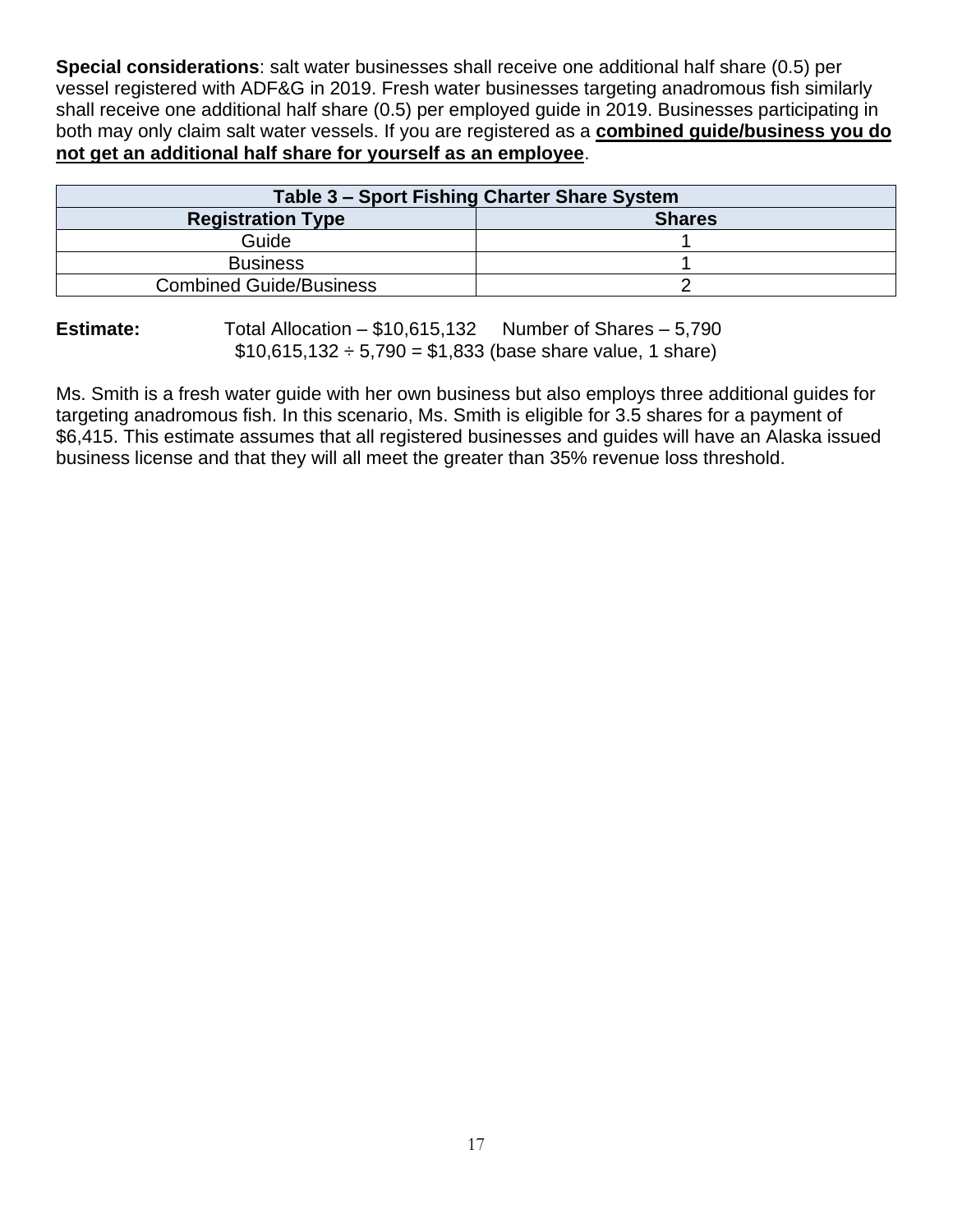**Special considerations**: salt water businesses shall receive one additional half share (0.5) per vessel registered with ADF&G in 2019. Fresh water businesses targeting anadromous fish similarly shall receive one additional half share (0.5) per employed guide in 2019. Businesses participating in both may only claim salt water vessels. If you are registered as a **combined guide/business you do not get an additional half share for yourself as an employee**.

| Table 3 – Sport Fishing Charter Share System | |
|---|---|
| **Registration Type** | **Shares** |
| Guide | 1 |
| Business | 1 |
| Combined Guide/Business | 2 |

**Estimate:** Total Allocation – $10,615,132 Number of Shares – 5,790
$10,615,132 ÷ 5,790 = $1,833 (base share value, 1 share)

Ms. Smith is a fresh water guide with her own business but also employs three additional guides for targeting anadromous fish. In this scenario, Ms. Smith is eligible for 3.5 shares for a payment of $6,415. This estimate assumes that all registered businesses and guides will have an Alaska issued business license and that they will all meet the greater than 35% revenue loss threshold.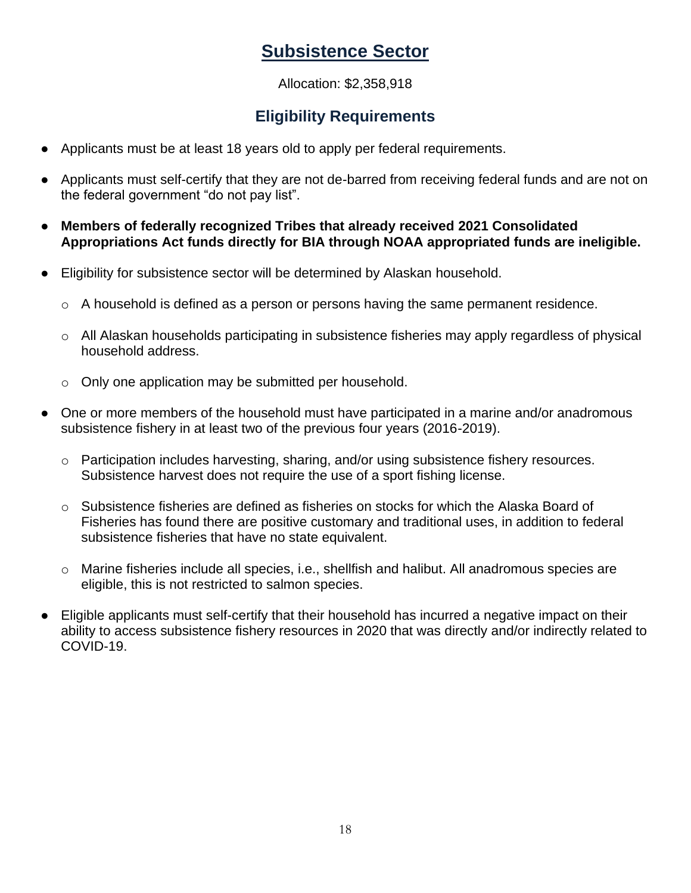# Subsistence Sector

Allocation: $2,358,918

## Eligibility Requirements

- Applicants must be at least 18 years old to apply per federal requirements.
- Applicants must self-certify that they are not de-barred from receiving federal funds and are not on the federal government "do not pay list".
- **Members of federally recognized Tribes that already received 2021 Consolidated Appropriations Act funds directly for BIA through NOAA appropriated funds are ineligible.**
- Eligibility for subsistence sector will be determined by Alaskan household.
  - A household is defined as a person or persons having the same permanent residence.
  - All Alaskan households participating in subsistence fisheries may apply regardless of physical household address.
  - Only one application may be submitted per household.
- One or more members of the household must have participated in a marine and/or anadromous subsistence fishery in at least two of the previous four years (2016-2019).
  - Participation includes harvesting, sharing, and/or using subsistence fishery resources. Subsistence harvest does not require the use of a sport fishing license.
  - Subsistence fisheries are defined as fisheries on stocks for which the Alaska Board of Fisheries has found there are positive customary and traditional uses, in addition to federal subsistence fisheries that have no state equivalent.
  - Marine fisheries include all species, i.e., shellfish and halibut. All anadromous species are eligible, this is not restricted to salmon species.
- Eligible applicants must self-certify that their household has incurred a negative impact on their ability to access subsistence fishery resources in 2020 that was directly and/or indirectly related to COVID-19.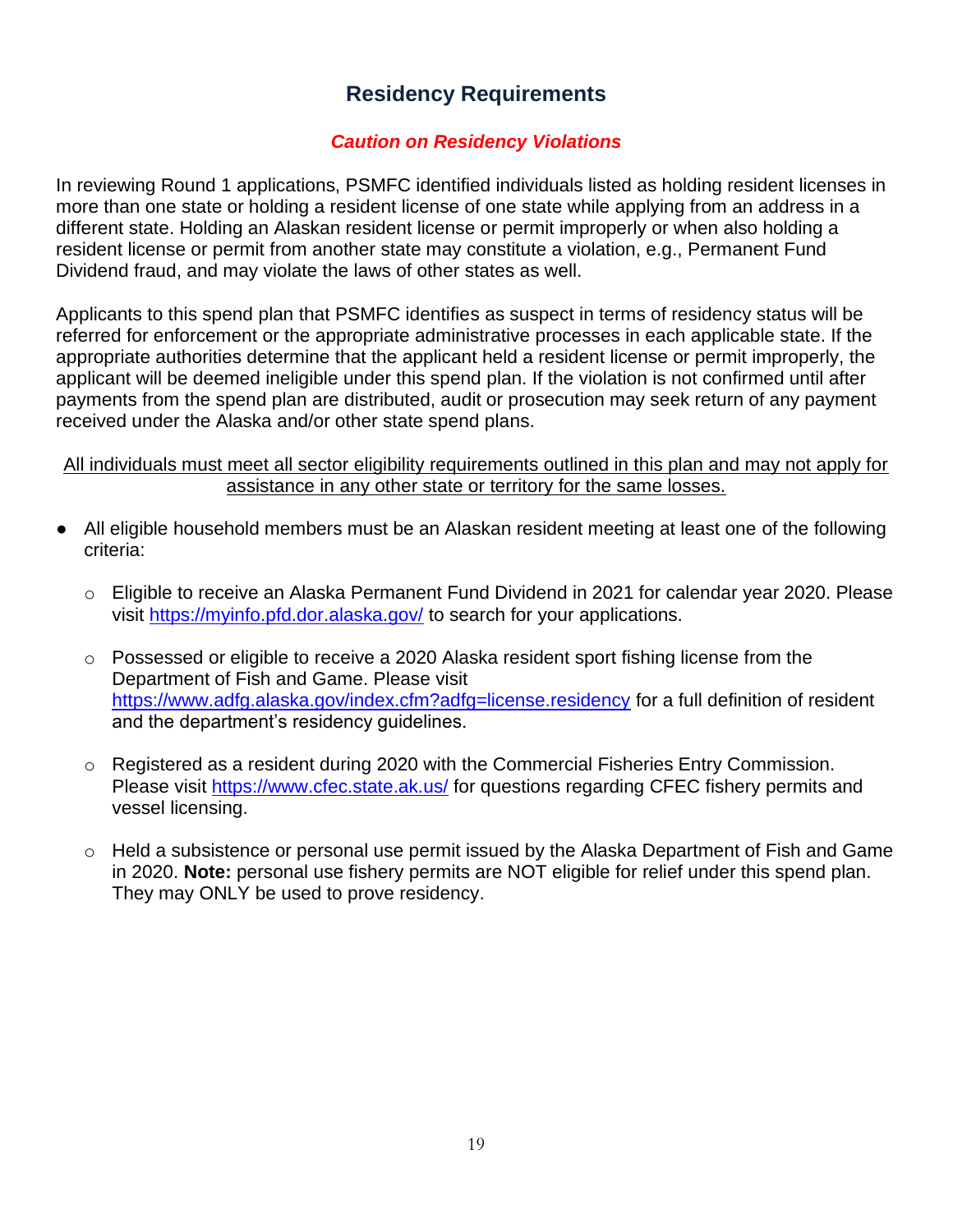## Residency Requirements

### *Caution on Residency Violations*

In reviewing Round 1 applications, PSMFC identified individuals listed as holding resident licenses in more than one state or holding a resident license of one state while applying from an address in a different state. Holding an Alaskan resident license or permit improperly or when also holding a resident license or permit from another state may constitute a violation, e.g., Permanent Fund Dividend fraud, and may violate the laws of other states as well.

Applicants to this spend plan that PSMFC identifies as suspect in terms of residency status will be referred for enforcement or the appropriate administrative processes in each applicable state. If the appropriate authorities determine that the applicant held a resident license or permit improperly, the applicant will be deemed ineligible under this spend plan. If the violation is not confirmed until after payments from the spend plan are distributed, audit or prosecution may seek return of any payment received under the Alaska and/or other state spend plans.

<u>All individuals must meet all sector eligibility requirements outlined in this plan and may not apply for assistance in any other state or territory for the same losses.</u>

- All eligible household members must be an Alaskan resident meeting at least one of the following criteria:
  - Eligible to receive an Alaska Permanent Fund Dividend in 2021 for calendar year 2020. Please visit https://myinfo.pfd.dor.alaska.gov/ to search for your applications.
  - Possessed or eligible to receive a 2020 Alaska resident sport fishing license from the Department of Fish and Game. Please visit https://www.adfg.alaska.gov/index.cfm?adfg=license.residency for a full definition of resident and the department's residency guidelines.
  - Registered as a resident during 2020 with the Commercial Fisheries Entry Commission. Please visit https://www.cfec.state.ak.us/ for questions regarding CFEC fishery permits and vessel licensing.
  - Held a subsistence or personal use permit issued by the Alaska Department of Fish and Game in 2020. **Note:** personal use fishery permits are NOT eligible for relief under this spend plan. They may ONLY be used to prove residency.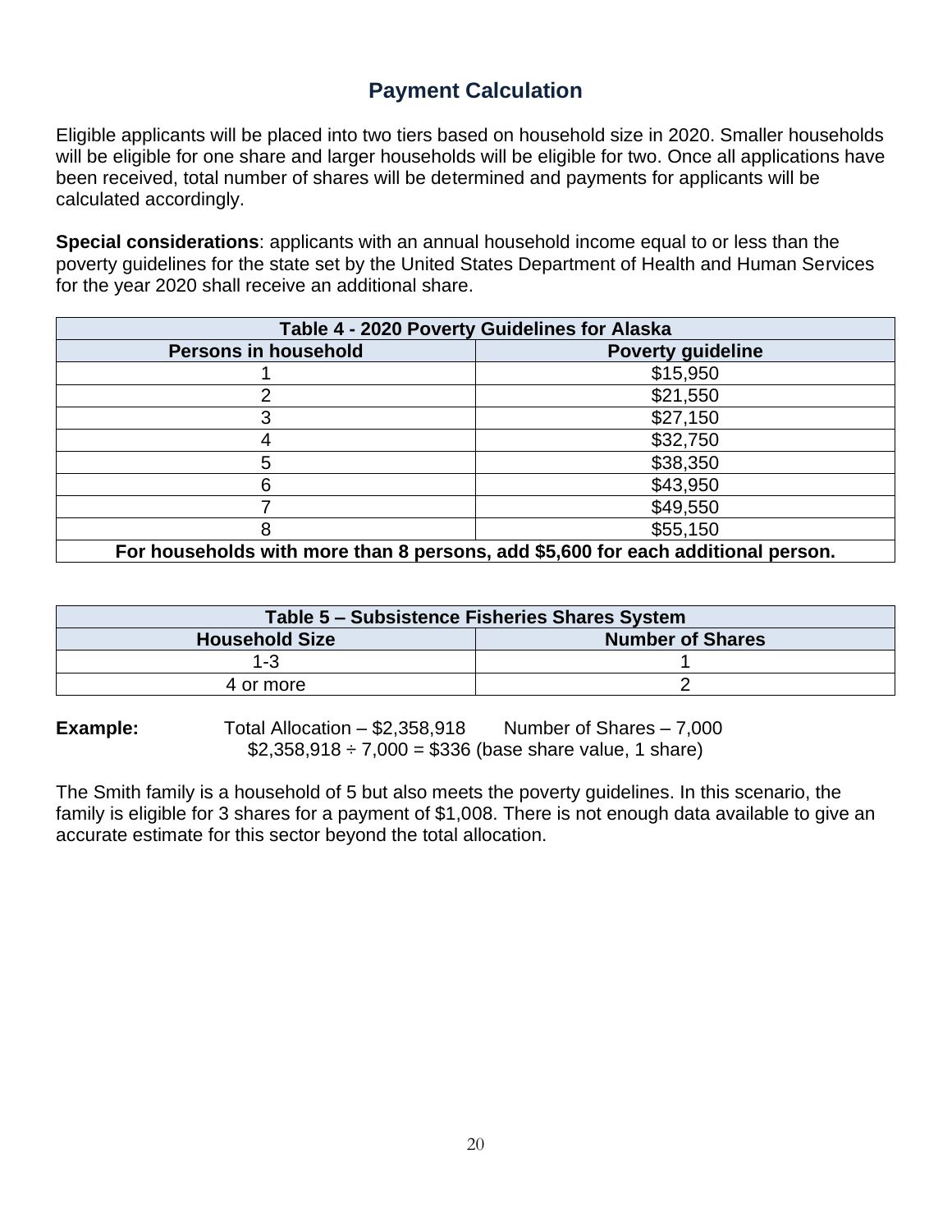## Payment Calculation

Eligible applicants will be placed into two tiers based on household size in 2020. Smaller households will be eligible for one share and larger households will be eligible for two. Once all applications have been received, total number of shares will be determined and payments for applicants will be calculated accordingly.

**Special considerations**: applicants with an annual household income equal to or less than the poverty guidelines for the state set by the United States Department of Health and Human Services for the year 2020 shall receive an additional share.

| Table 4 - 2020 Poverty Guidelines for Alaska | |
|---|---|
| **Persons in household** | **Poverty guideline** |
| 1 | $15,950 |
| 2 | $21,550 |
| 3 | $27,150 |
| 4 | $32,750 |
| 5 | $38,350 |
| 6 | $43,950 |
| 7 | $49,550 |
| 8 | $55,150 |
| **For households with more than 8 persons, add $5,600 for each additional person.** | |

| Table 5 – Subsistence Fisheries Shares System | |
|---|---|
| **Household Size** | **Number of Shares** |
| 1-3 | 1 |
| 4 or more | 2 |

**Example:** Total Allocation – $2,358,918 Number of Shares – 7,000
$2,358,918 ÷ 7,000 = $336 (base share value, 1 share)

The Smith family is a household of 5 but also meets the poverty guidelines. In this scenario, the family is eligible for 3 shares for a payment of $1,008. There is not enough data available to give an accurate estimate for this sector beyond the total allocation.